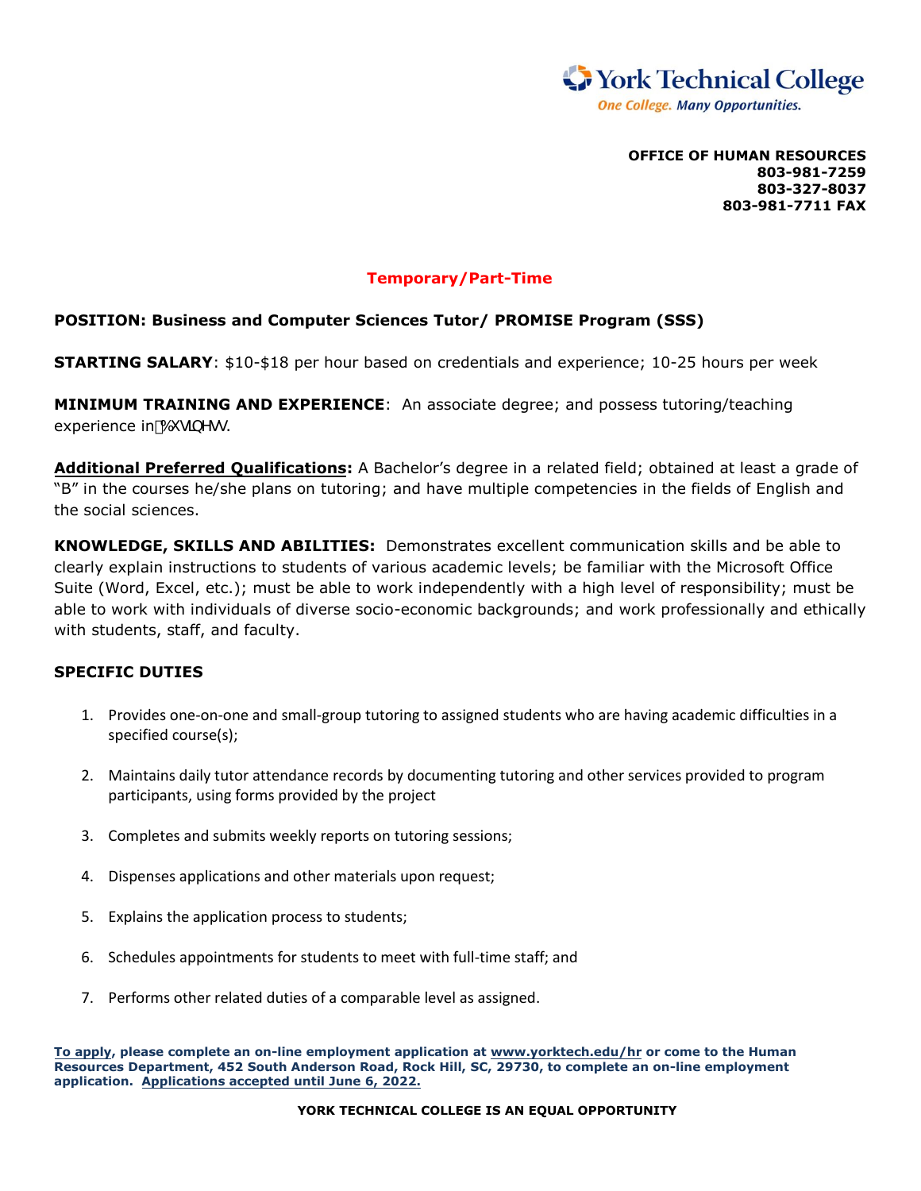York Technical College
One College. Many Opportunities.

**OFFICE OF HUMAN RESOURCES**
**803-981-7259**
**803-327-8037**
**803-981-7711 FAX**

**Temporary/Part-Time**

**POSITION: Business and Computer Sciences Tutor/ PROMISE Program (SSS)**

**STARTING SALARY**: $10-$18 per hour based on credentials and experience; 10-25 hours per week

**MINIMUM TRAINING AND EXPERIENCE**: An associate degree; and possess tutoring/teaching experience in Business.

**Additional Preferred Qualifications:** A Bachelor's degree in a related field; obtained at least a grade of "B" in the courses he/she plans on tutoring; and have multiple competencies in the fields of English and the social sciences.

**KNOWLEDGE, SKILLS AND ABILITIES:** Demonstrates excellent communication skills and be able to clearly explain instructions to students of various academic levels; be familiar with the Microsoft Office Suite (Word, Excel, etc.); must be able to work independently with a high level of responsibility; must be able to work with individuals of diverse socio-economic backgrounds; and work professionally and ethically with students, staff, and faculty.

**SPECIFIC DUTIES**

1. Provides one-on-one and small-group tutoring to assigned students who are having academic difficulties in a specified course(s);
2. Maintains daily tutor attendance records by documenting tutoring and other services provided to program participants, using forms provided by the project
3. Completes and submits weekly reports on tutoring sessions;
4. Dispenses applications and other materials upon request;
5. Explains the application process to students;
6. Schedules appointments for students to meet with full-time staff; and
7. Performs other related duties of a comparable level as assigned.

**To apply, please complete an on-line employment application at www.yorktech.edu/hr or come to the Human Resources Department, 452 South Anderson Road, Rock Hill, SC, 29730, to complete an on-line employment application. Applications accepted until June 6, 2022.**

**YORK TECHNICAL COLLEGE IS AN EQUAL OPPORTUNITY**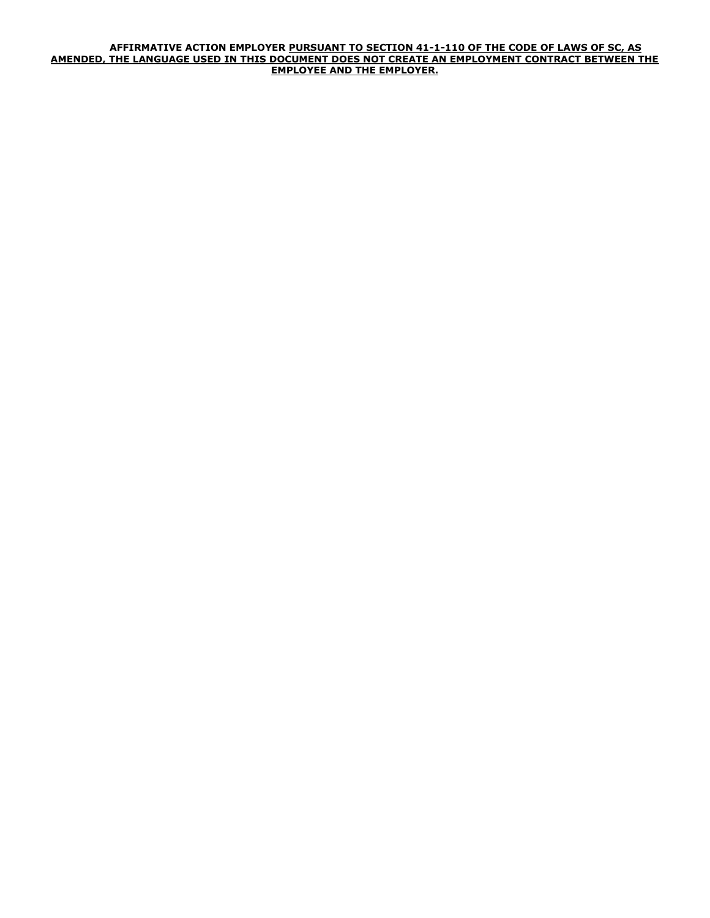**AFFIRMATIVE ACTION EMPLOYER PURSUANT TO SECTION 41-1-110 OF THE CODE OF LAWS OF SC, AS AMENDED, THE LANGUAGE USED IN THIS DOCUMENT DOES NOT CREATE AN EMPLOYMENT CONTRACT BETWEEN THE EMPLOYEE AND THE EMPLOYER.**